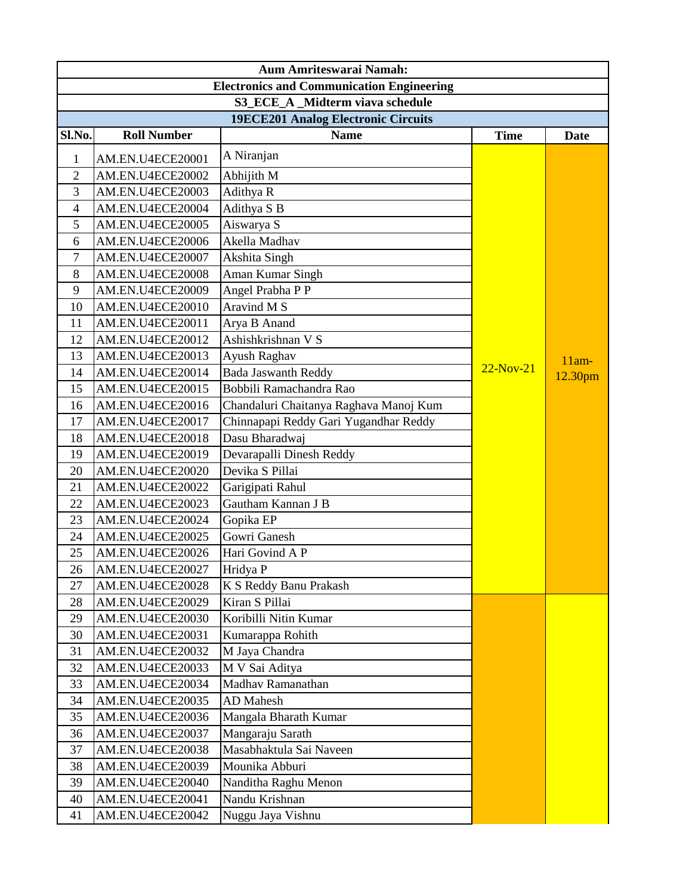**Aum Amriteswarai Namah:**

**Electronics and Communication Engineering**

**S3_ECE_A _Midterm viava schedule**

**19ECE201 Analog Electronic Circuits**

| Sl.No. | Roll Number | Name | Time | Date |
|---|---|---|---|---|
| 1 | AM.EN.U4ECE20001 | A Niranjan | 22-Nov-21 | 11am-12.30pm |
| 2 | AM.EN.U4ECE20002 | Abhijith M | | |
| 3 | AM.EN.U4ECE20003 | Adithya R | | |
| 4 | AM.EN.U4ECE20004 | Adithya S B | | |
| 5 | AM.EN.U4ECE20005 | Aiswarya S | | |
| 6 | AM.EN.U4ECE20006 | Akella Madhav | | |
| 7 | AM.EN.U4ECE20007 | Akshita Singh | | |
| 8 | AM.EN.U4ECE20008 | Aman Kumar Singh | | |
| 9 | AM.EN.U4ECE20009 | Angel Prabha P P | | |
| 10 | AM.EN.U4ECE20010 | Aravind M S | | |
| 11 | AM.EN.U4ECE20011 | Arya B Anand | | |
| 12 | AM.EN.U4ECE20012 | Ashishkrishnan V S | | |
| 13 | AM.EN.U4ECE20013 | Ayush Raghav | | |
| 14 | AM.EN.U4ECE20014 | Bada Jaswanth Reddy | | |
| 15 | AM.EN.U4ECE20015 | Bobbili Ramachandra Rao | | |
| 16 | AM.EN.U4ECE20016 | Chandaluri Chaitanya Raghava Manoj Kum | | |
| 17 | AM.EN.U4ECE20017 | Chinnapapi Reddy Gari Yugandhar Reddy | | |
| 18 | AM.EN.U4ECE20018 | Dasu Bharadwaj | | |
| 19 | AM.EN.U4ECE20019 | Devarapalli Dinesh Reddy | | |
| 20 | AM.EN.U4ECE20020 | Devika S Pillai | | |
| 21 | AM.EN.U4ECE20022 | Garigipati Rahul | | |
| 22 | AM.EN.U4ECE20023 | Gautham Kannan J B | | |
| 23 | AM.EN.U4ECE20024 | Gopika EP | | |
| 24 | AM.EN.U4ECE20025 | Gowri Ganesh | | |
| 25 | AM.EN.U4ECE20026 | Hari Govind A P | | |
| 26 | AM.EN.U4ECE20027 | Hridya P | | |
| 27 | AM.EN.U4ECE20028 | K S Reddy Banu Prakash | | |
| 28 | AM.EN.U4ECE20029 | Kiran S Pillai | | |
| 29 | AM.EN.U4ECE20030 | Koribilli Nitin Kumar | | |
| 30 | AM.EN.U4ECE20031 | Kumarappa Rohith | | |
| 31 | AM.EN.U4ECE20032 | M Jaya Chandra | | |
| 32 | AM.EN.U4ECE20033 | M V Sai Aditya | | |
| 33 | AM.EN.U4ECE20034 | Madhav Ramanathan | | |
| 34 | AM.EN.U4ECE20035 | AD Mahesh | | |
| 35 | AM.EN.U4ECE20036 | Mangala Bharath Kumar | | |
| 36 | AM.EN.U4ECE20037 | Mangaraju Sarath | | |
| 37 | AM.EN.U4ECE20038 | Masabhaktula Sai Naveen | | |
| 38 | AM.EN.U4ECE20039 | Mounika Abburi | | |
| 39 | AM.EN.U4ECE20040 | Nanditha Raghu Menon | | |
| 40 | AM.EN.U4ECE20041 | Nandu Krishnan | | |
| 41 | AM.EN.U4ECE20042 | Nuggu Jaya Vishnu | | |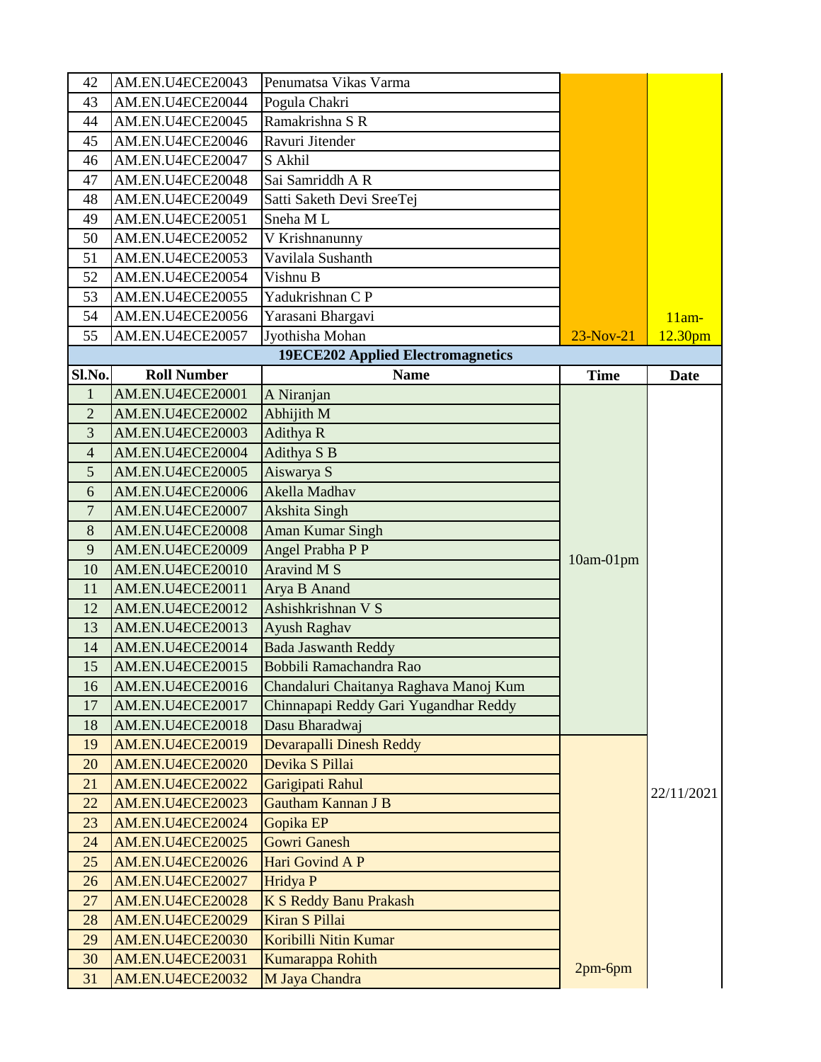| 42 | AM.EN.U4ECE20043 | Penumatsa Vikas Varma | | |
|---|---|---|---|---|
| 43 | AM.EN.U4ECE20044 | Pogula Chakri | | |
| 44 | AM.EN.U4ECE20045 | Ramakrishna S R | | |
| 45 | AM.EN.U4ECE20046 | Ravuri Jitender | | |
| 46 | AM.EN.U4ECE20047 | S Akhil | | |
| 47 | AM.EN.U4ECE20048 | Sai Samriddh A R | | |
| 48 | AM.EN.U4ECE20049 | Satti Saketh Devi SreeTej | | |
| 49 | AM.EN.U4ECE20051 | Sneha M L | | |
| 50 | AM.EN.U4ECE20052 | V Krishnanunny | | |
| 51 | AM.EN.U4ECE20053 | Vavilala Sushanth | | |
| 52 | AM.EN.U4ECE20054 | Vishnu B | | |
| 53 | AM.EN.U4ECE20055 | Yadukrishnan C P | | |
| 54 | AM.EN.U4ECE20056 | Yarasani Bhargavi | | |
| 55 | AM.EN.U4ECE20057 | Jyothisha Mohan | 23-Nov-21 | 11am-12.30pm |

**19ECE202 Applied Electromagnetics**

| Sl.No. | Roll Number | Name | Time | Date |
|---|---|---|---|---|
| 1 | AM.EN.U4ECE20001 | A Niranjan | 10am-01pm | 22/11/2021 |
| 2 | AM.EN.U4ECE20002 | Abhijith M | | |
| 3 | AM.EN.U4ECE20003 | Adithya R | | |
| 4 | AM.EN.U4ECE20004 | Adithya S B | | |
| 5 | AM.EN.U4ECE20005 | Aiswarya S | | |
| 6 | AM.EN.U4ECE20006 | Akella Madhav | | |
| 7 | AM.EN.U4ECE20007 | Akshita Singh | | |
| 8 | AM.EN.U4ECE20008 | Aman Kumar Singh | | |
| 9 | AM.EN.U4ECE20009 | Angel Prabha P P | | |
| 10 | AM.EN.U4ECE20010 | Aravind M S | | |
| 11 | AM.EN.U4ECE20011 | Arya B Anand | | |
| 12 | AM.EN.U4ECE20012 | Ashishkrishnan V S | | |
| 13 | AM.EN.U4ECE20013 | Ayush Raghav | | |
| 14 | AM.EN.U4ECE20014 | Bada Jaswanth Reddy | | |
| 15 | AM.EN.U4ECE20015 | Bobbili Ramachandra Rao | | |
| 16 | AM.EN.U4ECE20016 | Chandaluri Chaitanya Raghava Manoj Kum | | |
| 17 | AM.EN.U4ECE20017 | Chinnapapi Reddy Gari Yugandhar Reddy | | |
| 18 | AM.EN.U4ECE20018 | Dasu Bharadwaj | | |
| 19 | AM.EN.U4ECE20019 | Devarapalli Dinesh Reddy | 2pm-6pm | |
| 20 | AM.EN.U4ECE20020 | Devika S Pillai | | |
| 21 | AM.EN.U4ECE20022 | Garigipati Rahul | | |
| 22 | AM.EN.U4ECE20023 | Gautham Kannan J B | | |
| 23 | AM.EN.U4ECE20024 | Gopika EP | | |
| 24 | AM.EN.U4ECE20025 | Gowri Ganesh | | |
| 25 | AM.EN.U4ECE20026 | Hari Govind A P | | |
| 26 | AM.EN.U4ECE20027 | Hridya P | | |
| 27 | AM.EN.U4ECE20028 | K S Reddy Banu Prakash | | |
| 28 | AM.EN.U4ECE20029 | Kiran S Pillai | | |
| 29 | AM.EN.U4ECE20030 | Koribilli Nitin Kumar | | |
| 30 | AM.EN.U4ECE20031 | Kumarappa Rohith | | |
| 31 | AM.EN.U4ECE20032 | M Jaya Chandra | | |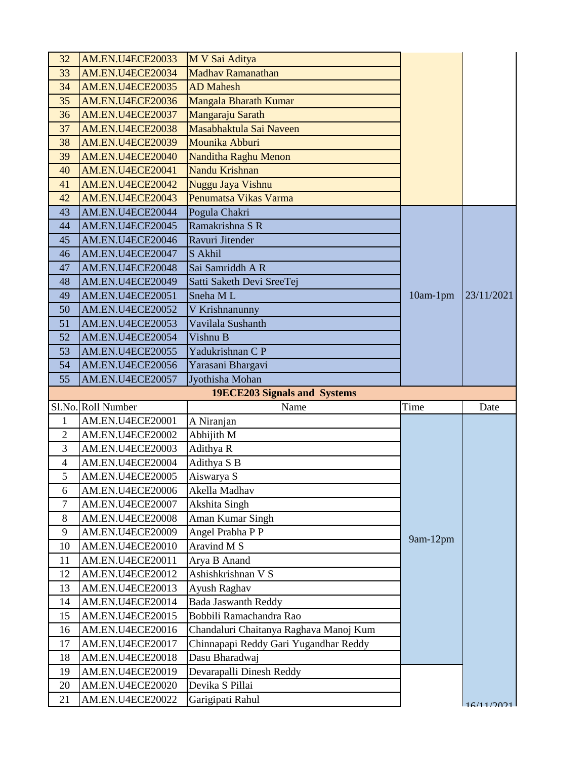| 32 | AM.EN.U4ECE20033 | M V Sai Aditya | | |
|---|---|---|---|---|
| 33 | AM.EN.U4ECE20034 | Madhav Ramanathan | | |
| 34 | AM.EN.U4ECE20035 | AD Mahesh | | |
| 35 | AM.EN.U4ECE20036 | Mangala Bharath Kumar | | |
| 36 | AM.EN.U4ECE20037 | Mangaraju Sarath | | |
| 37 | AM.EN.U4ECE20038 | Masabhaktula Sai Naveen | | |
| 38 | AM.EN.U4ECE20039 | Mounika Abburi | | |
| 39 | AM.EN.U4ECE20040 | Nanditha Raghu Menon | | |
| 40 | AM.EN.U4ECE20041 | Nandu Krishnan | | |
| 41 | AM.EN.U4ECE20042 | Nuggu Jaya Vishnu | | |
| 42 | AM.EN.U4ECE20043 | Penumatsa Vikas Varma | | |
| 43 | AM.EN.U4ECE20044 | Pogula Chakri | 10am-1pm | 23/11/2021 |
| 44 | AM.EN.U4ECE20045 | Ramakrishna S R | | |
| 45 | AM.EN.U4ECE20046 | Ravuri Jitender | | |
| 46 | AM.EN.U4ECE20047 | S Akhil | | |
| 47 | AM.EN.U4ECE20048 | Sai Samriddh A R | | |
| 48 | AM.EN.U4ECE20049 | Satti Saketh Devi SreeTej | | |
| 49 | AM.EN.U4ECE20051 | Sneha M L | | |
| 50 | AM.EN.U4ECE20052 | V Krishnanunny | | |
| 51 | AM.EN.U4ECE20053 | Vavilala Sushanth | | |
| 52 | AM.EN.U4ECE20054 | Vishnu B | | |
| 53 | AM.EN.U4ECE20055 | Yadukrishnan C P | | |
| 54 | AM.EN.U4ECE20056 | Yarasani Bhargavi | | |
| 55 | AM.EN.U4ECE20057 | Jyothisha Mohan | | |

**19ECE203 Signals and Systems**

| Sl.No. | Roll Number | Name | Time | Date |
|---|---|---|---|---|
| 1 | AM.EN.U4ECE20001 | A Niranjan | 9am-12pm | 16/11/2021 |
| 2 | AM.EN.U4ECE20002 | Abhijith M | | |
| 3 | AM.EN.U4ECE20003 | Adithya R | | |
| 4 | AM.EN.U4ECE20004 | Adithya S B | | |
| 5 | AM.EN.U4ECE20005 | Aiswarya S | | |
| 6 | AM.EN.U4ECE20006 | Akella Madhav | | |
| 7 | AM.EN.U4ECE20007 | Akshita Singh | | |
| 8 | AM.EN.U4ECE20008 | Aman Kumar Singh | | |
| 9 | AM.EN.U4ECE20009 | Angel Prabha P P | | |
| 10 | AM.EN.U4ECE20010 | Aravind M S | | |
| 11 | AM.EN.U4ECE20011 | Arya B Anand | | |
| 12 | AM.EN.U4ECE20012 | Ashishkrishnan V S | | |
| 13 | AM.EN.U4ECE20013 | Ayush Raghav | | |
| 14 | AM.EN.U4ECE20014 | Bada Jaswanth Reddy | | |
| 15 | AM.EN.U4ECE20015 | Bobbili Ramachandra Rao | | |
| 16 | AM.EN.U4ECE20016 | Chandaluri Chaitanya Raghava Manoj Kum | | |
| 17 | AM.EN.U4ECE20017 | Chinnapapi Reddy Gari Yugandhar Reddy | | |
| 18 | AM.EN.U4ECE20018 | Dasu Bharadwaj | | |
| 19 | AM.EN.U4ECE20019 | Devarapalli Dinesh Reddy | | |
| 20 | AM.EN.U4ECE20020 | Devika S Pillai | | |
| 21 | AM.EN.U4ECE20022 | Garigipati Rahul | | |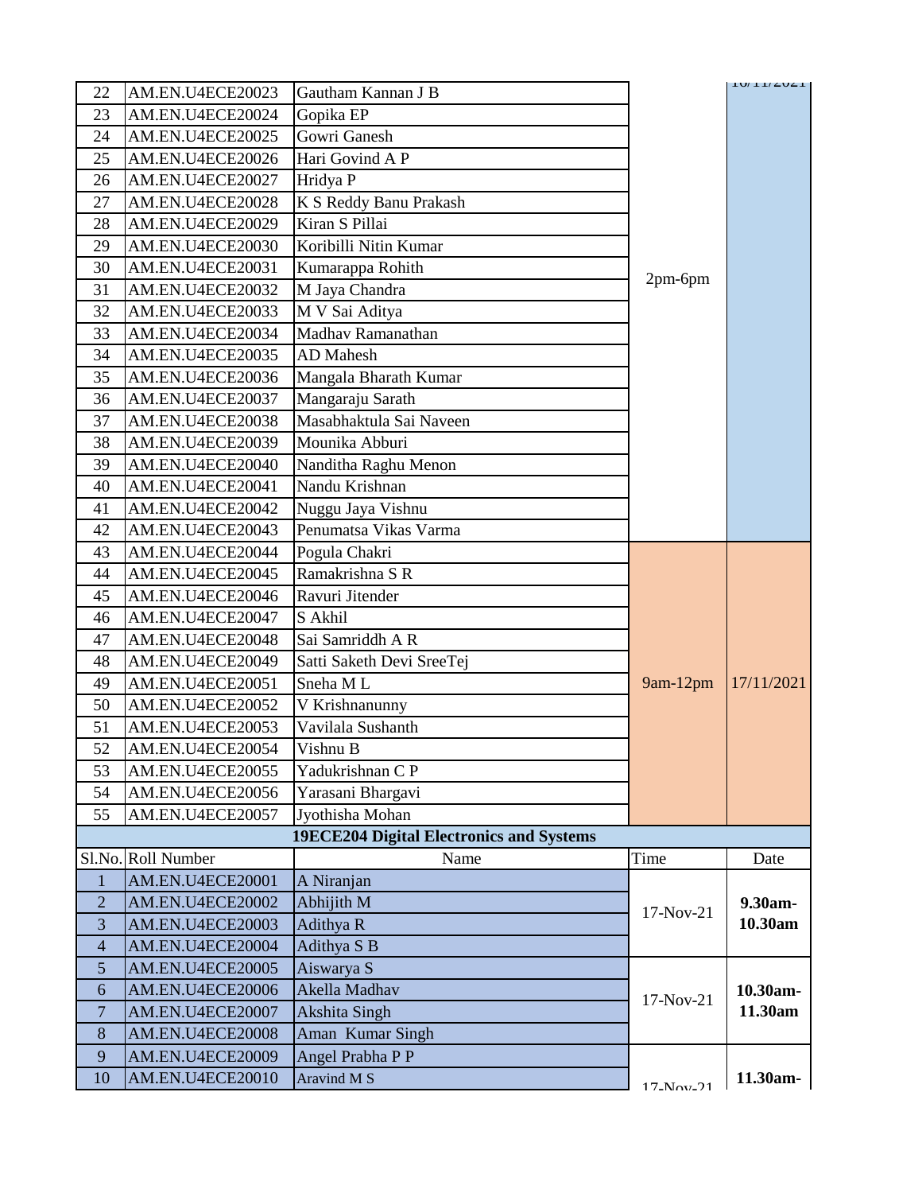| | | | | |
|---|---|---|---|---|
| 22 | AM.EN.U4ECE20023 | Gautham Kannan J B | 2pm-6pm | 16/11/2021 |
| 23 | AM.EN.U4ECE20024 | Gopika EP | | |
| 24 | AM.EN.U4ECE20025 | Gowri Ganesh | | |
| 25 | AM.EN.U4ECE20026 | Hari Govind A P | | |
| 26 | AM.EN.U4ECE20027 | Hridya P | | |
| 27 | AM.EN.U4ECE20028 | K S Reddy Banu Prakash | | |
| 28 | AM.EN.U4ECE20029 | Kiran S Pillai | | |
| 29 | AM.EN.U4ECE20030 | Koribilli Nitin Kumar | | |
| 30 | AM.EN.U4ECE20031 | Kumarappa Rohith | | |
| 31 | AM.EN.U4ECE20032 | M Jaya Chandra | | |
| 32 | AM.EN.U4ECE20033 | M V Sai Aditya | | |
| 33 | AM.EN.U4ECE20034 | Madhav Ramanathan | | |
| 34 | AM.EN.U4ECE20035 | AD Mahesh | | |
| 35 | AM.EN.U4ECE20036 | Mangala Bharath Kumar | | |
| 36 | AM.EN.U4ECE20037 | Mangaraju Sarath | | |
| 37 | AM.EN.U4ECE20038 | Masabhaktula Sai Naveen | | |
| 38 | AM.EN.U4ECE20039 | Mounika Abburi | | |
| 39 | AM.EN.U4ECE20040 | Nanditha Raghu Menon | | |
| 40 | AM.EN.U4ECE20041 | Nandu Krishnan | | |
| 41 | AM.EN.U4ECE20042 | Nuggu Jaya Vishnu | | |
| 42 | AM.EN.U4ECE20043 | Penumatsa Vikas Varma | | |
| 43 | AM.EN.U4ECE20044 | Pogula Chakri | 9am-12pm | 17/11/2021 |
| 44 | AM.EN.U4ECE20045 | Ramakrishna S R | | |
| 45 | AM.EN.U4ECE20046 | Ravuri Jitender | | |
| 46 | AM.EN.U4ECE20047 | S Akhil | | |
| 47 | AM.EN.U4ECE20048 | Sai Samriddh A R | | |
| 48 | AM.EN.U4ECE20049 | Satti Saketh Devi SreeTej | | |
| 49 | AM.EN.U4ECE20051 | Sneha M L | | |
| 50 | AM.EN.U4ECE20052 | V Krishnanunny | | |
| 51 | AM.EN.U4ECE20053 | Vavilala Sushanth | | |
| 52 | AM.EN.U4ECE20054 | Vishnu B | | |
| 53 | AM.EN.U4ECE20055 | Yadukrishnan C P | | |
| 54 | AM.EN.U4ECE20056 | Yarasani Bhargavi | | |
| 55 | AM.EN.U4ECE20057 | Jyothisha Mohan | | |

**19ECE204 Digital Electronics and Systems**

| Sl.No. | Roll Number | Name | Time | Date |
|---|---|---|---|---|
| 1 | AM.EN.U4ECE20001 | A Niranjan | 17-Nov-21 | **9.30am-10.30am** |
| 2 | AM.EN.U4ECE20002 | Abhijith M | | |
| 3 | AM.EN.U4ECE20003 | Adithya R | | |
| 4 | AM.EN.U4ECE20004 | Adithya S B | | |
| 5 | AM.EN.U4ECE20005 | Aiswarya S | 17-Nov-21 | **10.30am-11.30am** |
| 6 | AM.EN.U4ECE20006 | Akella Madhav | | |
| 7 | AM.EN.U4ECE20007 | Akshita Singh | | |
| 8 | AM.EN.U4ECE20008 | Aman Kumar Singh | | |
| 9 | AM.EN.U4ECE20009 | Angel Prabha P P | 17-Nov-21 | **11.30am-** |
| 10 | AM.EN.U4ECE20010 | Aravind M S | | |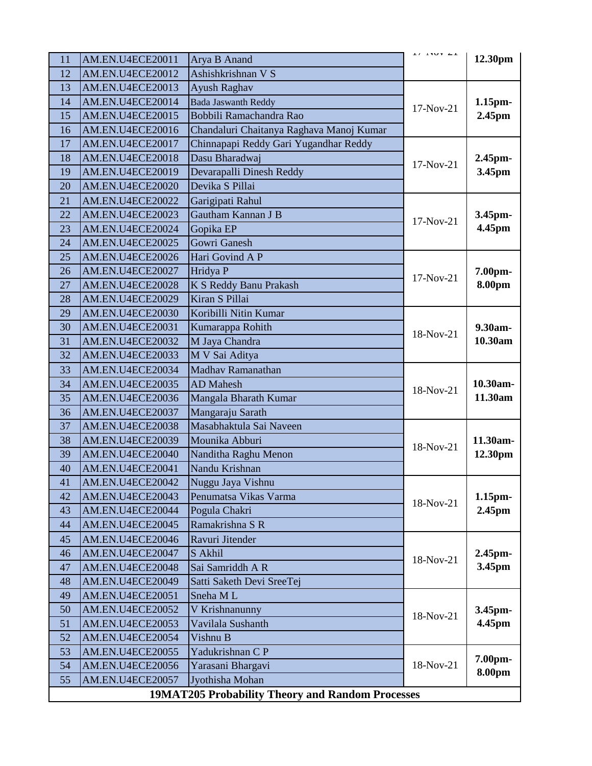| 11 | AM.EN.U4ECE20011 | Arya B Anand | 17-Nov-21 | 12.30pm |
|---|---|---|---|---|
| 12 | AM.EN.U4ECE20012 | Ashishkrishnan V S | | |
| 13 | AM.EN.U4ECE20013 | Ayush Raghav | 17-Nov-21 | 1.15pm-2.45pm |
| 14 | AM.EN.U4ECE20014 | Bada Jaswanth Reddy | | |
| 15 | AM.EN.U4ECE20015 | Bobbili Ramachandra Rao | | |
| 16 | AM.EN.U4ECE20016 | Chandaluri Chaitanya Raghava Manoj Kumar | | |
| 17 | AM.EN.U4ECE20017 | Chinnapapi Reddy Gari Yugandhar Reddy | 17-Nov-21 | 2.45pm-3.45pm |
| 18 | AM.EN.U4ECE20018 | Dasu Bharadwaj | | |
| 19 | AM.EN.U4ECE20019 | Devarapalli Dinesh Reddy | | |
| 20 | AM.EN.U4ECE20020 | Devika S Pillai | | |
| 21 | AM.EN.U4ECE20022 | Garigipati Rahul | 17-Nov-21 | 3.45pm-4.45pm |
| 22 | AM.EN.U4ECE20023 | Gautham Kannan J B | | |
| 23 | AM.EN.U4ECE20024 | Gopika EP | | |
| 24 | AM.EN.U4ECE20025 | Gowri Ganesh | | |
| 25 | AM.EN.U4ECE20026 | Hari Govind A P | 17-Nov-21 | 7.00pm-8.00pm |
| 26 | AM.EN.U4ECE20027 | Hridya P | | |
| 27 | AM.EN.U4ECE20028 | K S Reddy Banu Prakash | | |
| 28 | AM.EN.U4ECE20029 | Kiran S Pillai | | |
| 29 | AM.EN.U4ECE20030 | Koribilli Nitin Kumar | 18-Nov-21 | 9.30am-10.30am |
| 30 | AM.EN.U4ECE20031 | Kumarappa Rohith | | |
| 31 | AM.EN.U4ECE20032 | M Jaya Chandra | | |
| 32 | AM.EN.U4ECE20033 | M V Sai Aditya | | |
| 33 | AM.EN.U4ECE20034 | Madhav Ramanathan | 18-Nov-21 | 10.30am-11.30am |
| 34 | AM.EN.U4ECE20035 | AD Mahesh | | |
| 35 | AM.EN.U4ECE20036 | Mangala Bharath Kumar | | |
| 36 | AM.EN.U4ECE20037 | Mangaraju Sarath | | |
| 37 | AM.EN.U4ECE20038 | Masabhaktula Sai Naveen | 18-Nov-21 | 11.30am-12.30pm |
| 38 | AM.EN.U4ECE20039 | Mounika Abburi | | |
| 39 | AM.EN.U4ECE20040 | Nanditha Raghu Menon | | |
| 40 | AM.EN.U4ECE20041 | Nandu Krishnan | | |
| 41 | AM.EN.U4ECE20042 | Nuggu Jaya Vishnu | 18-Nov-21 | 1.15pm-2.45pm |
| 42 | AM.EN.U4ECE20043 | Penumatsa Vikas Varma | | |
| 43 | AM.EN.U4ECE20044 | Pogula Chakri | | |
| 44 | AM.EN.U4ECE20045 | Ramakrishna S R | | |
| 45 | AM.EN.U4ECE20046 | Ravuri Jitender | 18-Nov-21 | 2.45pm-3.45pm |
| 46 | AM.EN.U4ECE20047 | S Akhil | | |
| 47 | AM.EN.U4ECE20048 | Sai Samriddh A R | | |
| 48 | AM.EN.U4ECE20049 | Satti Saketh Devi SreeTej | | |
| 49 | AM.EN.U4ECE20051 | Sneha M L | 18-Nov-21 | 3.45pm-4.45pm |
| 50 | AM.EN.U4ECE20052 | V Krishnanunny | | |
| 51 | AM.EN.U4ECE20053 | Vavilala Sushanth | | |
| 52 | AM.EN.U4ECE20054 | Vishnu B | | |
| 53 | AM.EN.U4ECE20055 | Yadukrishnan C P | 18-Nov-21 | 7.00pm-8.00pm |
| 54 | AM.EN.U4ECE20056 | Yarasani Bhargavi | | |
| 55 | AM.EN.U4ECE20057 | Jyothisha Mohan | | |

**19MAT205 Probability Theory and Random Processes**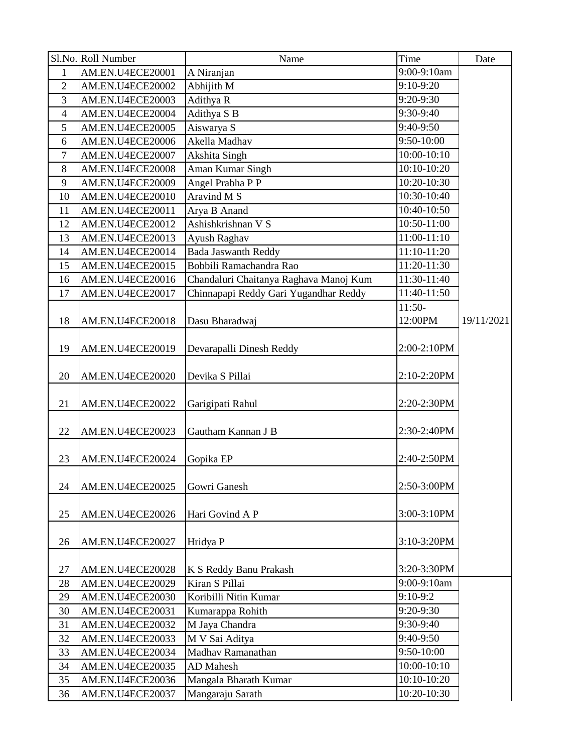| Sl.No. | Roll Number | Name | Time | Date |
|---|---|---|---|---|
| 1 | AM.EN.U4ECE20001 | A Niranjan | 9:00-9:10am | 19/11/2021 |
| 2 | AM.EN.U4ECE20002 | Abhijith M | 9:10-9:20 | |
| 3 | AM.EN.U4ECE20003 | Adithya R | 9:20-9:30 | |
| 4 | AM.EN.U4ECE20004 | Adithya S B | 9:30-9:40 | |
| 5 | AM.EN.U4ECE20005 | Aiswarya S | 9:40-9:50 | |
| 6 | AM.EN.U4ECE20006 | Akella Madhav | 9:50-10:00 | |
| 7 | AM.EN.U4ECE20007 | Akshita Singh | 10:00-10:10 | |
| 8 | AM.EN.U4ECE20008 | Aman Kumar Singh | 10:10-10:20 | |
| 9 | AM.EN.U4ECE20009 | Angel Prabha P P | 10:20-10:30 | |
| 10 | AM.EN.U4ECE20010 | Aravind M S | 10:30-10:40 | |
| 11 | AM.EN.U4ECE20011 | Arya B Anand | 10:40-10:50 | |
| 12 | AM.EN.U4ECE20012 | Ashishkrishnan V S | 10:50-11:00 | |
| 13 | AM.EN.U4ECE20013 | Ayush Raghav | 11:00-11:10 | |
| 14 | AM.EN.U4ECE20014 | Bada Jaswanth Reddy | 11:10-11:20 | |
| 15 | AM.EN.U4ECE20015 | Bobbili Ramachandra Rao | 11:20-11:30 | |
| 16 | AM.EN.U4ECE20016 | Chandaluri Chaitanya Raghava Manoj Kum | 11:30-11:40 | |
| 17 | AM.EN.U4ECE20017 | Chinnapapi Reddy Gari Yugandhar Reddy | 11:40-11:50 | |
| 18 | AM.EN.U4ECE20018 | Dasu Bharadwaj | 11:50-12:00PM | |
| 19 | AM.EN.U4ECE20019 | Devarapalli Dinesh Reddy | 2:00-2:10PM | |
| 20 | AM.EN.U4ECE20020 | Devika S Pillai | 2:10-2:20PM | |
| 21 | AM.EN.U4ECE20022 | Garigipati Rahul | 2:20-2:30PM | |
| 22 | AM.EN.U4ECE20023 | Gautham Kannan J B | 2:30-2:40PM | |
| 23 | AM.EN.U4ECE20024 | Gopika EP | 2:40-2:50PM | |
| 24 | AM.EN.U4ECE20025 | Gowri Ganesh | 2:50-3:00PM | |
| 25 | AM.EN.U4ECE20026 | Hari Govind A P | 3:00-3:10PM | |
| 26 | AM.EN.U4ECE20027 | Hridya P | 3:10-3:20PM | |
| 27 | AM.EN.U4ECE20028 | K S Reddy Banu Prakash | 3:20-3:30PM | |
| 28 | AM.EN.U4ECE20029 | Kiran S Pillai | 9:00-9:10am | |
| 29 | AM.EN.U4ECE20030 | Koribilli Nitin Kumar | 9:10-9:2 | |
| 30 | AM.EN.U4ECE20031 | Kumarappa Rohith | 9:20-9:30 | |
| 31 | AM.EN.U4ECE20032 | M Jaya Chandra | 9:30-9:40 | |
| 32 | AM.EN.U4ECE20033 | M V Sai Aditya | 9:40-9:50 | |
| 33 | AM.EN.U4ECE20034 | Madhav Ramanathan | 9:50-10:00 | |
| 34 | AM.EN.U4ECE20035 | AD Mahesh | 10:00-10:10 | |
| 35 | AM.EN.U4ECE20036 | Mangala Bharath Kumar | 10:10-10:20 | |
| 36 | AM.EN.U4ECE20037 | Mangaraju Sarath | 10:20-10:30 | |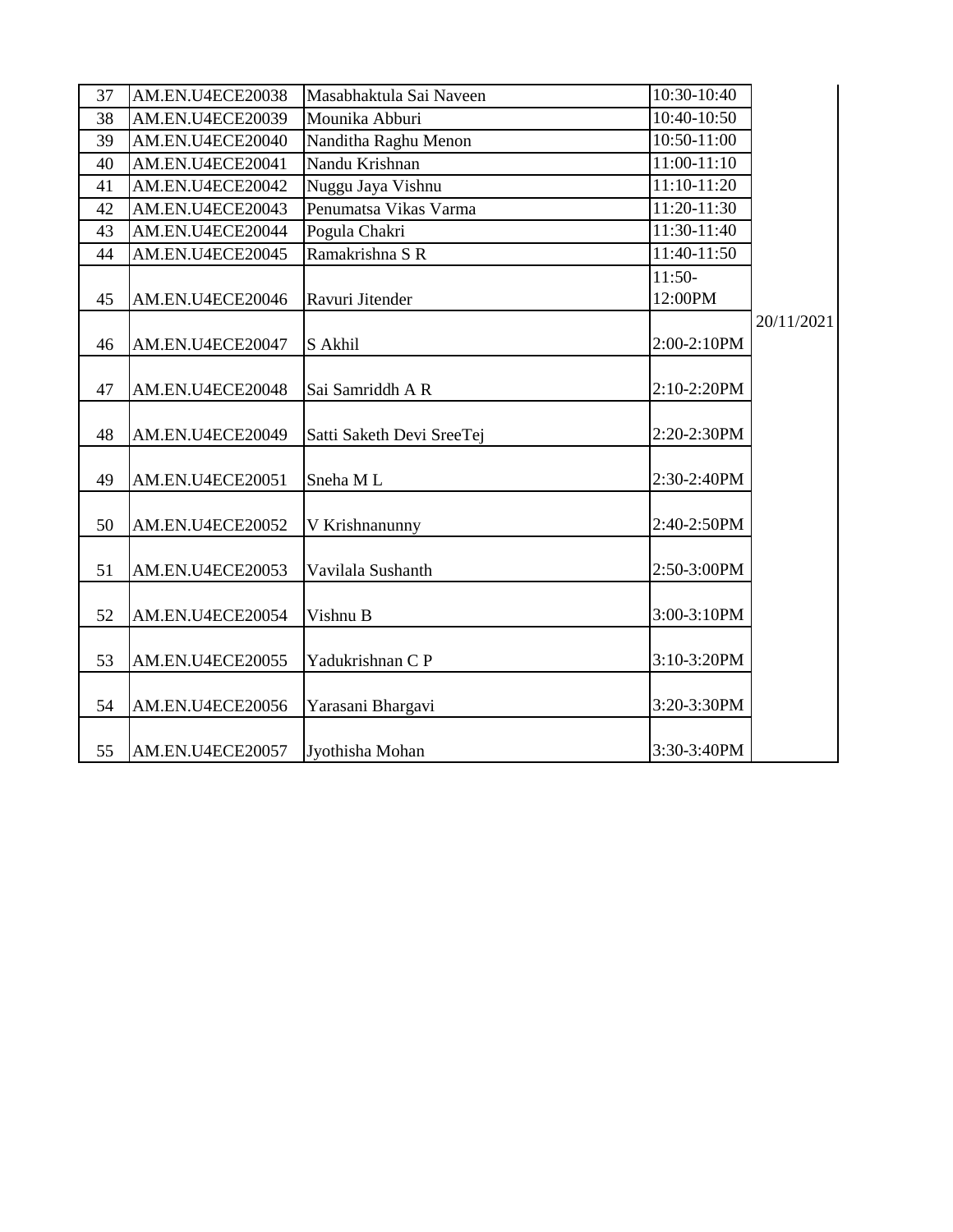| | | | | |
|---|---|---|---|---|
| 37 | AM.EN.U4ECE20038 | Masabhaktula Sai Naveen | 10:30-10:40 | |
| 38 | AM.EN.U4ECE20039 | Mounika Abburi | 10:40-10:50 | |
| 39 | AM.EN.U4ECE20040 | Nanditha Raghu Menon | 10:50-11:00 | |
| 40 | AM.EN.U4ECE20041 | Nandu Krishnan | 11:00-11:10 | |
| 41 | AM.EN.U4ECE20042 | Nuggu Jaya Vishnu | 11:10-11:20 | |
| 42 | AM.EN.U4ECE20043 | Penumatsa Vikas Varma | 11:20-11:30 | |
| 43 | AM.EN.U4ECE20044 | Pogula Chakri | 11:30-11:40 | |
| 44 | AM.EN.U4ECE20045 | Ramakrishna S R | 11:40-11:50 | |
| 45 | AM.EN.U4ECE20046 | Ravuri Jitender | 11:50-12:00PM | |
| 46 | AM.EN.U4ECE20047 | S Akhil | 2:00-2:10PM | 20/11/2021 |
| 47 | AM.EN.U4ECE20048 | Sai Samriddh A R | 2:10-2:20PM | |
| 48 | AM.EN.U4ECE20049 | Satti Saketh Devi SreeTej | 2:20-2:30PM | |
| 49 | AM.EN.U4ECE20051 | Sneha M L | 2:30-2:40PM | |
| 50 | AM.EN.U4ECE20052 | V Krishnanunny | 2:40-2:50PM | |
| 51 | AM.EN.U4ECE20053 | Vavilala Sushanth | 2:50-3:00PM | |
| 52 | AM.EN.U4ECE20054 | Vishnu B | 3:00-3:10PM | |
| 53 | AM.EN.U4ECE20055 | Yadukrishnan C P | 3:10-3:20PM | |
| 54 | AM.EN.U4ECE20056 | Yarasani Bhargavi | 3:20-3:30PM | |
| 55 | AM.EN.U4ECE20057 | Jyothisha Mohan | 3:30-3:40PM | |